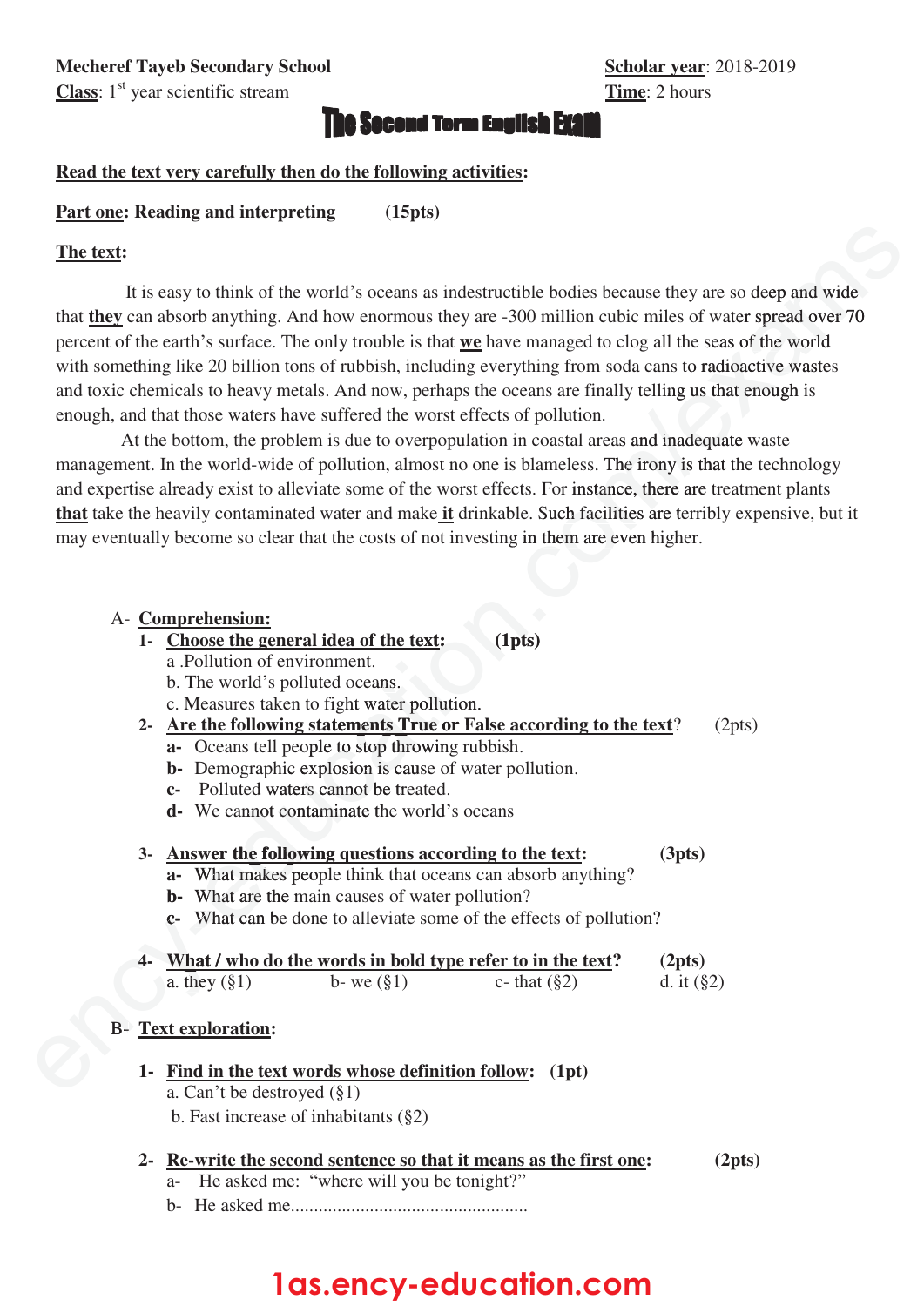**Mecheref Tayeb Secondary School** **Scholar year**: 2018-2019

**Class**: 1st year scientific stream **Time**: 2 hours

# The Second Term English Exam

**Read the text very carefully then do the following activities:**

**Part one: Reading and interpreting (15pts)**

**The text:**

It is easy to think of the world's oceans as indestructible bodies because they are so deep and wide that **they** can absorb anything. And how enormous they are -300 million cubic miles of water spread over 70 percent of the earth's surface. The only trouble is that **we** have managed to clog all the seas of the world with something like 20 billion tons of rubbish, including everything from soda cans to radioactive wastes and toxic chemicals to heavy metals. And now, perhaps the oceans are finally telling us that enough is enough, and that those waters have suffered the worst effects of pollution.

At the bottom, the problem is due to overpopulation in coastal areas and inadequate waste management. In the world-wide of pollution, almost no one is blameless. The irony is that the technology and expertise already exist to alleviate some of the worst effects. For instance, there are treatment plants **that** take the heavily contaminated water and make **it** drinkable. Such facilities are terribly expensive, but it may eventually become so clear that the costs of not investing in them are even higher.

A- **Comprehension:**

1- **Choose the general idea of the text: (1pts)**
   a .Pollution of environment.
   b. The world's polluted oceans.
   c. Measures taken to fight water pollution.

2- **Are the following statements True or False according to the text**? (2pts)
   - **a-** Oceans tell people to stop throwing rubbish.
   - **b-** Demographic explosion is cause of water pollution.
   - **c-** Polluted waters cannot be treated.
   - **d-** We cannot contaminate the world's oceans

3- **Answer the following questions according to the text: (3pts)**
   - **a-** What makes people think that oceans can absorb anything?
   - **b-** What are the main causes of water pollution?
   - **c-** What can be done to alleviate some of the effects of pollution?

4- **What / who do the words in bold type refer to in the text? (2pts)**
   a. they (§1) b- we (§1) c- that (§2) d. it (§2)

B- **Text exploration:**

1- **Find in the text words whose definition follow: (1pt)**
   a. Can't be destroyed (§1)
   b. Fast increase of inhabitants (§2)

2- **Re-write the second sentence so that it means as the first one: (2pts)**
   a- He asked me: "where will you be tonight?"
   b- He asked me..................................................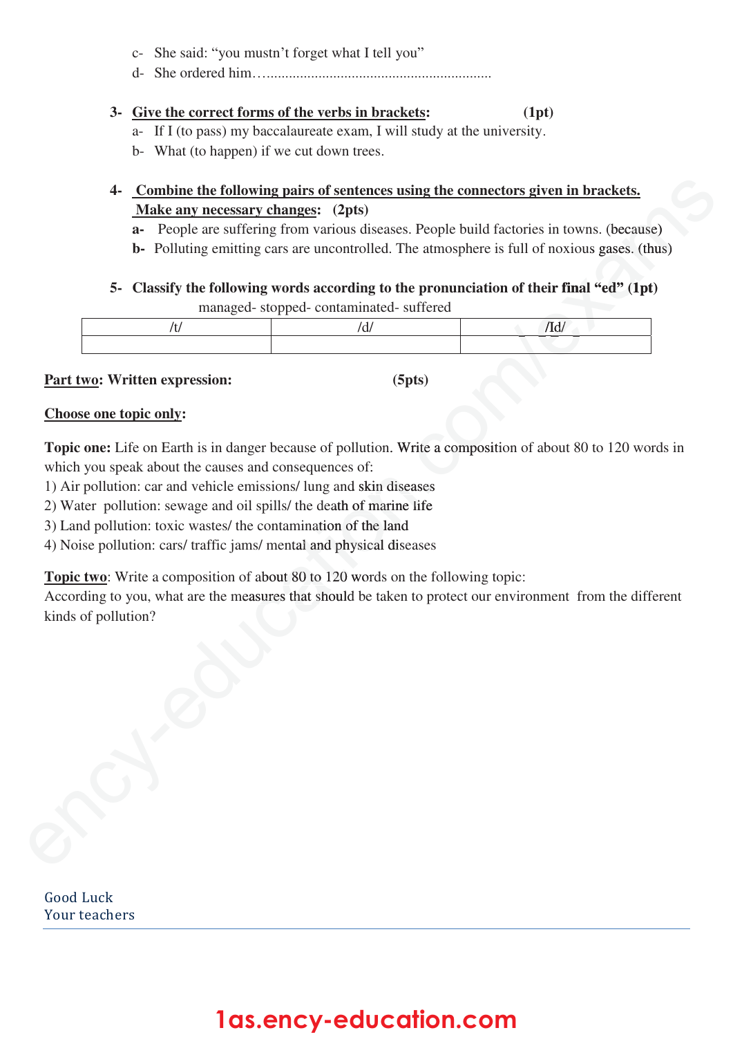c- She said: "you mustn't forget what I tell you"

d- She ordered him……………………………………………………

3- **Give the correct forms of the verbs in brackets:** **(1pt)**

a- If I (to pass) my baccalaureate exam, I will study at the university.

b- What (to happen) if we cut down trees.

4- **Combine the following pairs of sentences using the connectors given in brackets. Make any necessary changes:** **(2pts)**

**a-** People are suffering from various diseases. People build factories in towns. (because)

**b-** Polluting emitting cars are uncontrolled. The atmosphere is full of noxious gases. (thus)

5- **Classify the following words according to the pronunciation of their final "ed" (1pt)**

managed- stopped- contaminated- suffered

| /t/ | /d/ | /Id/ |
|---|---|---|
| | | |

**Part two: Written expression:** **(5pts)**

**Choose one topic only:**

**Topic one:** Life on Earth is in danger because of pollution. Write a composition of about 80 to 120 words in which you speak about the causes and consequences of:

1) Air pollution: car and vehicle emissions/ lung and skin diseases
2) Water pollution: sewage and oil spills/ the death of marine life
3) Land pollution: toxic wastes/ the contamination of the land
4) Noise pollution: cars/ traffic jams/ mental and physical diseases

**Topic two**: Write a composition of about 80 to 120 words on the following topic:

According to you, what are the measures that should be taken to protect our environment from the different kinds of pollution?

Good Luck
Your teachers